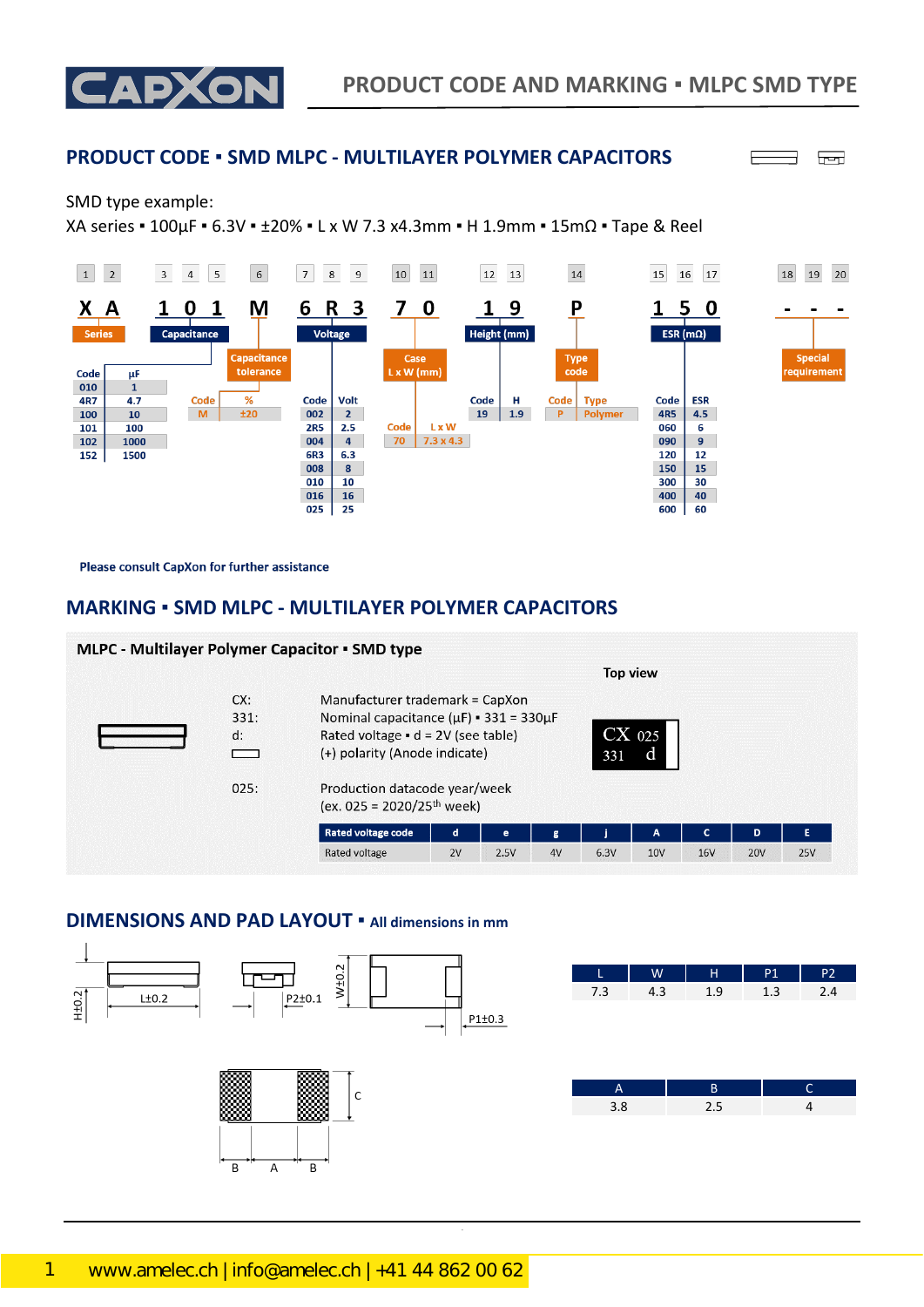# PRODUCT CODE AND MARKING ▪ MLPC SMD TYPE

## PRODUCT CODE ▪ SMD MLPC - MULTILAYER POLYMER CAPACITORS

SMD type example:
XA series ▪ 100µF ▪ 6.3V ▪ ±20% ▪ L x W 7.3 x4.3mm ▪ H 1.9mm ▪ 15mΩ ▪ Tape & Reel

| 1 | 2 | 3 | 4 | 5 | 6 | 7 | 8 | 9 | 10 | 11 | 12 | 13 | 14 | 15 | 16 | 17 | 18 | 19 | 20 |
|---|---|---|---|---|---|---|---|---|---|---|---|---|---|---|---|---|---|---|---|
| X | A | 1 | 0 | 1 | M | 6 | R | 3 | 7 | 0 | 1 | 9 | P | 1 | 5 | 0 | - | - | - |
| Series | | Capacitance | | | Capacitance tolerance | Voltage | | | Case L x W (mm) | | Height (mm) | | Type code | ESR (mΩ) | | | Special requirement | | |

**Capacitance**

| Code | µF |
|---|---|
| 010 | 1 |
| 4R7 | 4.7 |
| 100 | 10 |
| 101 | 100 |
| 102 | 1000 |
| 152 | 1500 |

**Capacitance tolerance**

| Code | % |
|---|---|
| M | ±20 |

**Voltage**

| Code | Volt |
|---|---|
| 002 | 2 |
| 2R5 | 2.5 |
| 004 | 4 |
| 6R3 | 6.3 |
| 008 | 8 |
| 010 | 10 |
| 016 | 16 |
| 025 | 25 |

**Case**

| Code | L x W |
|---|---|
| 70 | 7.3 x 4.3 |

**Height**

| Code | H |
|---|---|
| 19 | 1.9 |

**Type code**

| Code | Type |
|---|---|
| P | Polymer |

**ESR**

| Code | ESR |
|---|---|
| 4R5 | 4.5 |
| 060 | 6 |
| 090 | 9 |
| 120 | 12 |
| 150 | 15 |
| 300 | 30 |
| 400 | 40 |
| 600 | 60 |

Please consult CapXon for further assistance

## MARKING ▪ SMD MLPC - MULTILAYER POLYMER CAPACITORS

**MLPC - Multilayer Polymer Capacitor ▪ SMD type**

Top view

CX 025
331 d

- CX: Manufacturer trademark = CapXon
- 331: Nominal capacitance (µF) ▪ 331 = 330µF
- d: Rated voltage ▪ d = 2V (see table)
- ▭: (+) polarity (Anode indicate)
- 025: Production datacode year/week (ex. 025 = 2020/25th week)

| Rated voltage code | d | e | g | j | A | C | D | E |
|---|---|---|---|---|---|---|---|---|
| Rated voltage | 2V | 2.5V | 4V | 6.3V | 10V | 16V | 20V | 25V |

## DIMENSIONS AND PAD LAYOUT ▪ All dimensions in mm

H±0.2, L±0.2, P2±0.1, W±0.2, P1±0.3

| L | W | H | P1 | P2 |
|---|---|---|---|---|
| 7.3 | 4.3 | 1.9 | 1.3 | 2.4 |

| A | B | C |
|---|---|---|
| 3.8 | 2.5 | 4 |

www.amelec.ch | info@amelec.ch | +41 44 862 00 62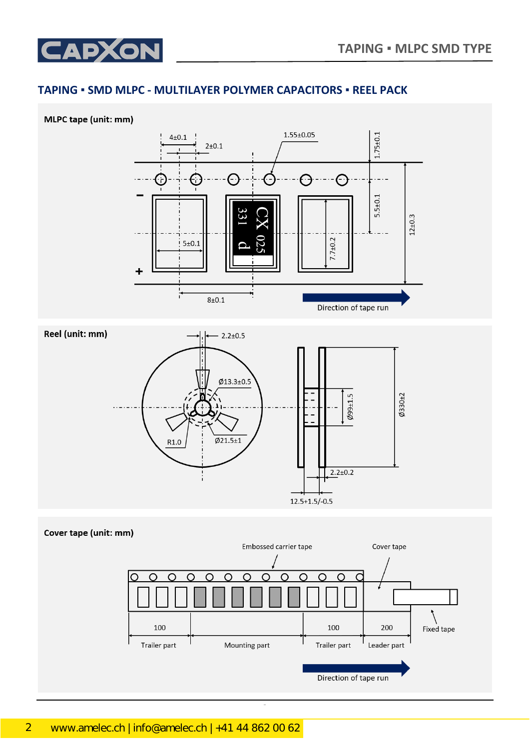# TAPING ▪ SMD MLPC - MULTILAYER POLYMER CAPACITORS ▪ REEL PACK

**MLPC tape (unit: mm)**

4±0.1

2±0.1

1.55±0.05

1.75±0.1

5.5±0.1

12±0.3

5±0.1

7.7±0.2

8±0.1

CX 025 331 d

−

+

Direction of tape run

**Reel (unit: mm)**

2.2±0.5

Ø13.3±0.5

Ø21.5±1

R1.0

Ø99±1.5

Ø330±2

2.2±0.2

12.5+1.5/-0.5

**Cover tape (unit: mm)**

Embossed carrier tape

Cover tape

Fixed tape

100 — Trailer part

Mounting part

100 — Trailer part

200 — Leader part

Direction of tape run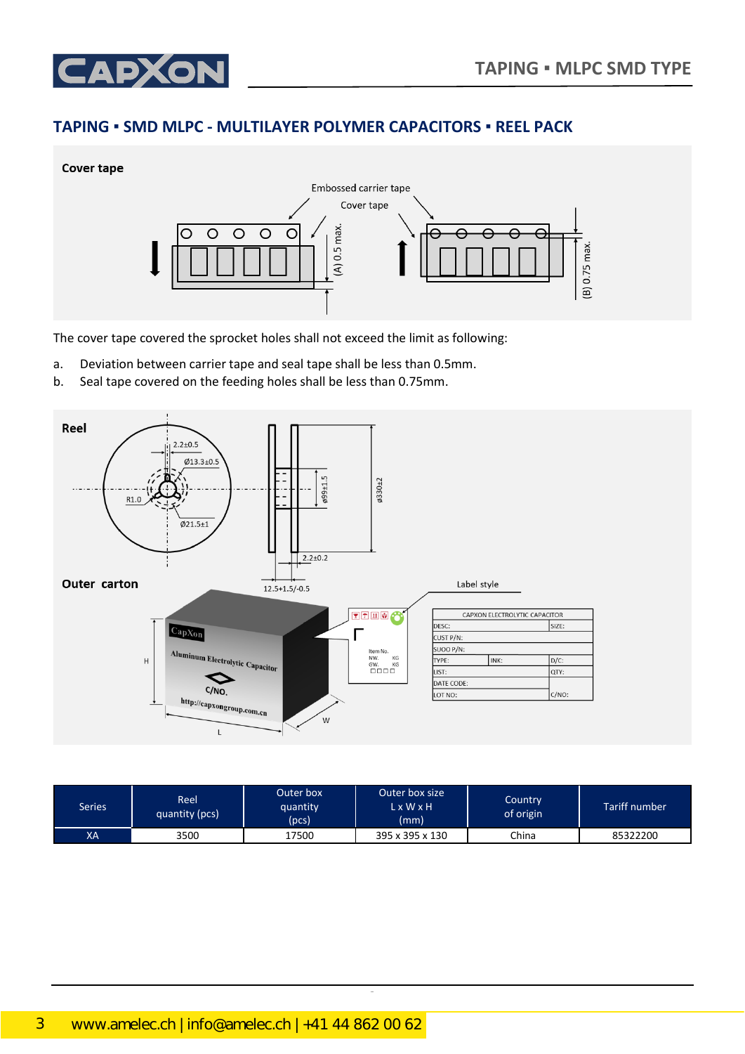## TAPING ▪ SMD MLPC - MULTILAYER POLYMER CAPACITORS ▪ REEL PACK

**Cover tape**

Embossed carrier tape

Cover tape

(A) 0.5 max.

(B) 0.75 max.

The cover tape covered the sprocket holes shall not exceed the limit as following:

a. Deviation between carrier tape and seal tape shall be less than 0.5mm.
b. Seal tape covered on the feeding holes shall be less than 0.75mm.

**Reel**

2.2±0.5

Ø13.3±0.5

R1.0

Ø21.5±1

ø99±1.5

ø330±2

2.2±0.2

12.5+1.5/-0.5

**Outer carton**

Label style

CapXon

Aluminum Electrolytic Capacitor

C/NO.

http://capxongroup.com.cn

H

L

W

Item No.
NW. KG
GW. KG

CAPXON ELECTROLYTIC CAPACITOR

DESC: SIZE:

CUST P/N:

SUOO P/N:

TYPE: INK: D/C:

LIST: QTY:

DATE CODE:

LOT NO: C/NO:

| Series | Reel quantity (pcs) | Outer box quantity (pcs) | Outer box size L x W x H (mm) | Country of origin | Tariff number |
|---|---|---|---|---|---|
| XA | 3500 | 17500 | 395 x 395 x 130 | China | 85322200 |